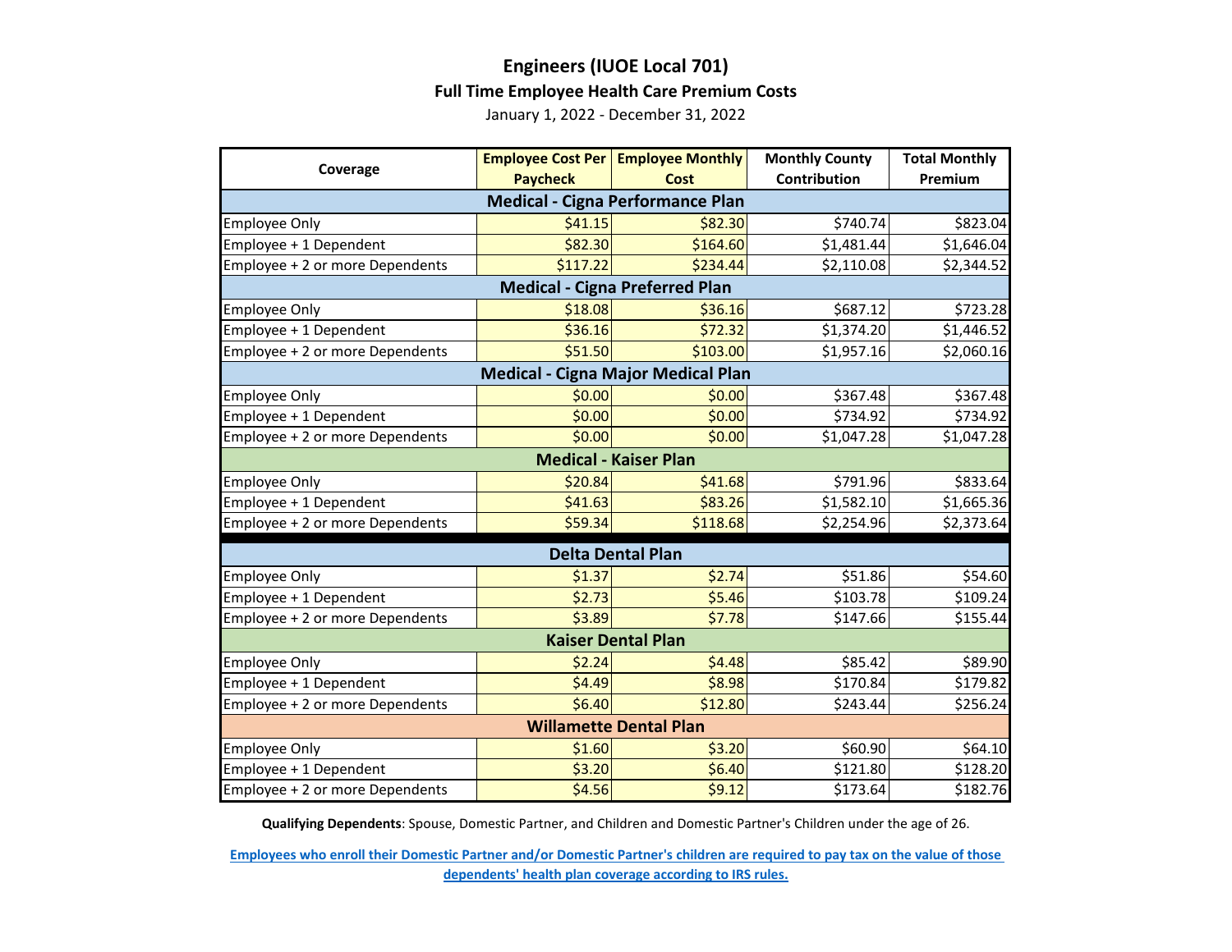# Engineers (IUOE Local 701)

## Full Time Employee Health Care Premium Costs

January 1, 2022 - December 31, 2022

| Coverage | Employee Cost Per Paycheck | Employee Monthly Cost | Monthly County Contribution | Total Monthly Premium |
|---|---|---|---|---|
| **Medical - Cigna Performance Plan** | | | | |
| Employee Only | $41.15 | $82.30 | $740.74 | $823.04 |
| Employee + 1 Dependent | $82.30 | $164.60 | $1,481.44 | $1,646.04 |
| Employee + 2 or more Dependents | $117.22 | $234.44 | $2,110.08 | $2,344.52 |
| **Medical - Cigna Preferred Plan** | | | | |
| Employee Only | $18.08 | $36.16 | $687.12 | $723.28 |
| Employee + 1 Dependent | $36.16 | $72.32 | $1,374.20 | $1,446.52 |
| Employee + 2 or more Dependents | $51.50 | $103.00 | $1,957.16 | $2,060.16 |
| **Medical - Cigna Major Medical Plan** | | | | |
| Employee Only | $0.00 | $0.00 | $367.48 | $367.48 |
| Employee + 1 Dependent | $0.00 | $0.00 | $734.92 | $734.92 |
| Employee + 2 or more Dependents | $0.00 | $0.00 | $1,047.28 | $1,047.28 |
| **Medical - Kaiser Plan** | | | | |
| Employee Only | $20.84 | $41.68 | $791.96 | $833.64 |
| Employee + 1 Dependent | $41.63 | $83.26 | $1,582.10 | $1,665.36 |
| Employee + 2 or more Dependents | $59.34 | $118.68 | $2,254.96 | $2,373.64 |
| **Delta Dental Plan** | | | | |
| Employee Only | $1.37 | $2.74 | $51.86 | $54.60 |
| Employee + 1 Dependent | $2.73 | $5.46 | $103.78 | $109.24 |
| Employee + 2 or more Dependents | $3.89 | $7.78 | $147.66 | $155.44 |
| **Kaiser Dental Plan** | | | | |
| Employee Only | $2.24 | $4.48 | $85.42 | $89.90 |
| Employee + 1 Dependent | $4.49 | $8.98 | $170.84 | $179.82 |
| Employee + 2 or more Dependents | $6.40 | $12.80 | $243.44 | $256.24 |
| **Willamette Dental Plan** | | | | |
| Employee Only | $1.60 | $3.20 | $60.90 | $64.10 |
| Employee + 1 Dependent | $3.20 | $6.40 | $121.80 | $128.20 |
| Employee + 2 or more Dependents | $4.56 | $9.12 | $173.64 | $182.76 |

**Qualifying Dependents**: Spouse, Domestic Partner, and Children and Domestic Partner's Children under the age of 26.

**Employees who enroll their Domestic Partner and/or Domestic Partner's children are required to pay tax on the value of those dependents' health plan coverage according to IRS rules.**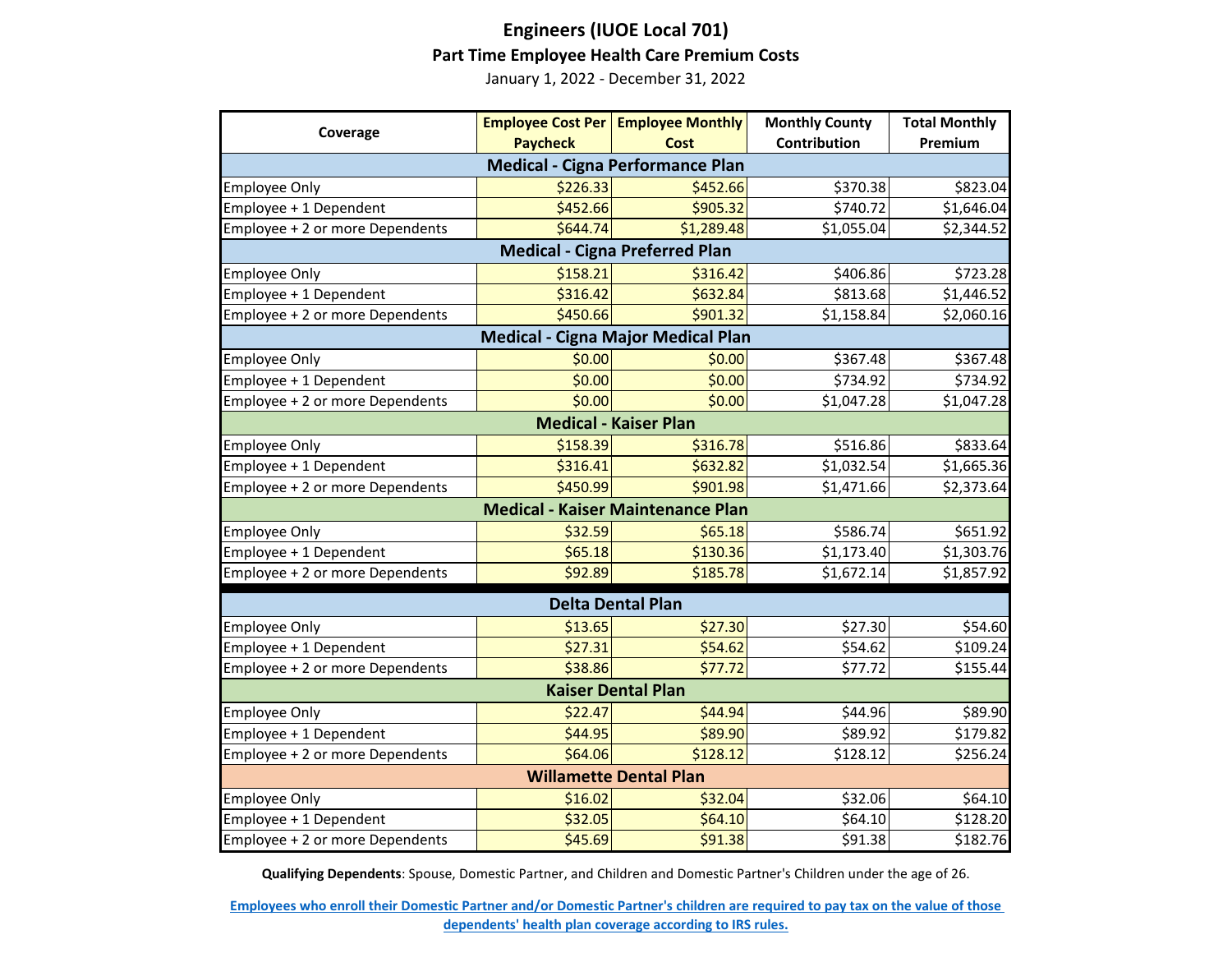# Engineers (IUOE Local 701)

## Part Time Employee Health Care Premium Costs

January 1, 2022 - December 31, 2022

| Coverage | Employee Cost Per Paycheck | Employee Monthly Cost | Monthly County Contribution | Total Monthly Premium |
|---|---|---|---|---|
| **Medical - Cigna Performance Plan** | | | | |
| Employee Only | $226.33 | $452.66 | $370.38 | $823.04 |
| Employee + 1 Dependent | $452.66 | $905.32 | $740.72 | $1,646.04 |
| Employee + 2 or more Dependents | $644.74 | $1,289.48 | $1,055.04 | $2,344.52 |
| **Medical - Cigna Preferred Plan** | | | | |
| Employee Only | $158.21 | $316.42 | $406.86 | $723.28 |
| Employee + 1 Dependent | $316.42 | $632.84 | $813.68 | $1,446.52 |
| Employee + 2 or more Dependents | $450.66 | $901.32 | $1,158.84 | $2,060.16 |
| **Medical - Cigna Major Medical Plan** | | | | |
| Employee Only | $0.00 | $0.00 | $367.48 | $367.48 |
| Employee + 1 Dependent | $0.00 | $0.00 | $734.92 | $734.92 |
| Employee + 2 or more Dependents | $0.00 | $0.00 | $1,047.28 | $1,047.28 |
| **Medical - Kaiser Plan** | | | | |
| Employee Only | $158.39 | $316.78 | $516.86 | $833.64 |
| Employee + 1 Dependent | $316.41 | $632.82 | $1,032.54 | $1,665.36 |
| Employee + 2 or more Dependents | $450.99 | $901.98 | $1,471.66 | $2,373.64 |
| **Medical - Kaiser Maintenance Plan** | | | | |
| Employee Only | $32.59 | $65.18 | $586.74 | $651.92 |
| Employee + 1 Dependent | $65.18 | $130.36 | $1,173.40 | $1,303.76 |
| Employee + 2 or more Dependents | $92.89 | $185.78 | $1,672.14 | $1,857.92 |
| **Delta Dental Plan** | | | | |
| Employee Only | $13.65 | $27.30 | $27.30 | $54.60 |
| Employee + 1 Dependent | $27.31 | $54.62 | $54.62 | $109.24 |
| Employee + 2 or more Dependents | $38.86 | $77.72 | $77.72 | $155.44 |
| **Kaiser Dental Plan** | | | | |
| Employee Only | $22.47 | $44.94 | $44.96 | $89.90 |
| Employee + 1 Dependent | $44.95 | $89.90 | $89.92 | $179.82 |
| Employee + 2 or more Dependents | $64.06 | $128.12 | $128.12 | $256.24 |
| **Willamette Dental Plan** | | | | |
| Employee Only | $16.02 | $32.04 | $32.06 | $64.10 |
| Employee + 1 Dependent | $32.05 | $64.10 | $64.10 | $128.20 |
| Employee + 2 or more Dependents | $45.69 | $91.38 | $91.38 | $182.76 |

**Qualifying Dependents**: Spouse, Domestic Partner, and Children and Domestic Partner's Children under the age of 26.

**Employees who enroll their Domestic Partner and/or Domestic Partner's children are required to pay tax on the value of those dependents' health plan coverage according to IRS rules.**